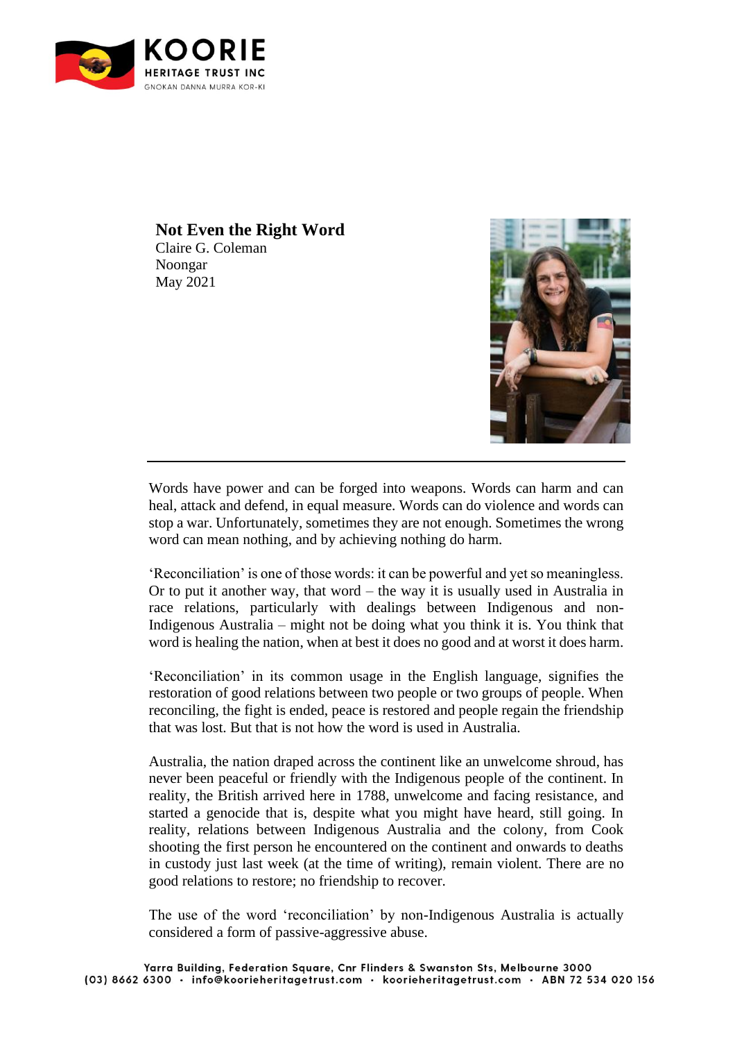# Not Even the Right Word

Claire G. Coleman
Noongar
May 2021

---

Words have power and can be forged into weapons. Words can harm and can heal, attack and defend, in equal measure. Words can do violence and words can stop a war. Unfortunately, sometimes they are not enough. Sometimes the wrong word can mean nothing, and by achieving nothing do harm.

'Reconciliation' is one of those words: it can be powerful and yet so meaningless. Or to put it another way, that word – the way it is usually used in Australia in race relations, particularly with dealings between Indigenous and non-Indigenous Australia – might not be doing what you think it is. You think that word is healing the nation, when at best it does no good and at worst it does harm.

'Reconciliation' in its common usage in the English language, signifies the restoration of good relations between two people or two groups of people. When reconciling, the fight is ended, peace is restored and people regain the friendship that was lost. But that is not how the word is used in Australia.

Australia, the nation draped across the continent like an unwelcome shroud, has never been peaceful or friendly with the Indigenous people of the continent. In reality, the British arrived here in 1788, unwelcome and facing resistance, and started a genocide that is, despite what you might have heard, still going. In reality, relations between Indigenous Australia and the colony, from Cook shooting the first person he encountered on the continent and onwards to deaths in custody just last week (at the time of writing), remain violent. There are no good relations to restore; no friendship to recover.

The use of the word 'reconciliation' by non-Indigenous Australia is actually considered a form of passive-aggressive abuse.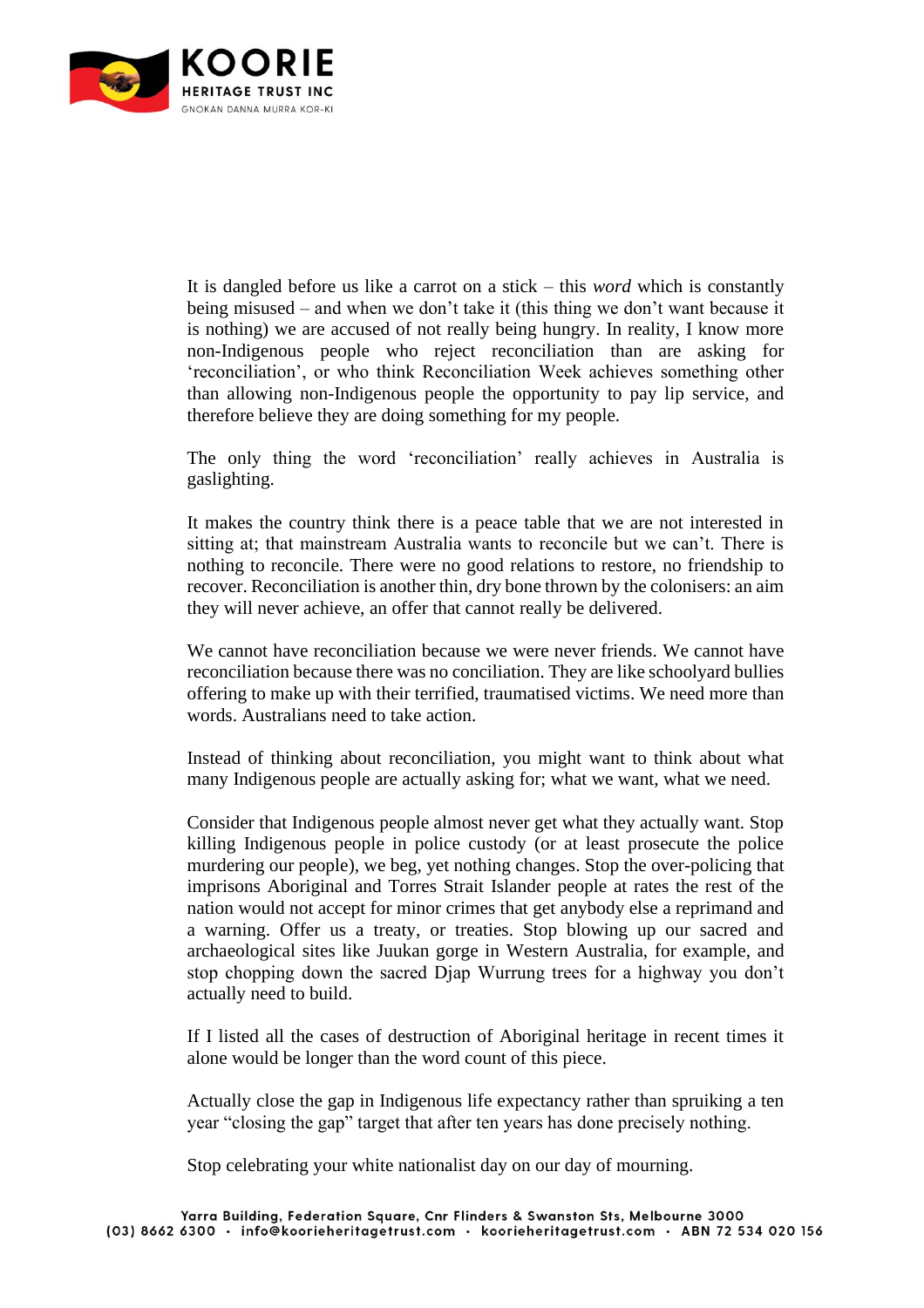It is dangled before us like a carrot on a stick – this *word* which is constantly being misused – and when we don't take it (this thing we don't want because it is nothing) we are accused of not really being hungry. In reality, I know more non-Indigenous people who reject reconciliation than are asking for 'reconciliation', or who think Reconciliation Week achieves something other than allowing non-Indigenous people the opportunity to pay lip service, and therefore believe they are doing something for my people.

The only thing the word 'reconciliation' really achieves in Australia is gaslighting.

It makes the country think there is a peace table that we are not interested in sitting at; that mainstream Australia wants to reconcile but we can't. There is nothing to reconcile. There were no good relations to restore, no friendship to recover. Reconciliation is another thin, dry bone thrown by the colonisers: an aim they will never achieve, an offer that cannot really be delivered.

We cannot have reconciliation because we were never friends. We cannot have reconciliation because there was no conciliation. They are like schoolyard bullies offering to make up with their terrified, traumatised victims. We need more than words. Australians need to take action.

Instead of thinking about reconciliation, you might want to think about what many Indigenous people are actually asking for; what we want, what we need.

Consider that Indigenous people almost never get what they actually want. Stop killing Indigenous people in police custody (or at least prosecute the police murdering our people), we beg, yet nothing changes. Stop the over-policing that imprisons Aboriginal and Torres Strait Islander people at rates the rest of the nation would not accept for minor crimes that get anybody else a reprimand and a warning. Offer us a treaty, or treaties. Stop blowing up our sacred and archaeological sites like Juukan gorge in Western Australia, for example, and stop chopping down the sacred Djap Wurrung trees for a highway you don't actually need to build.

If I listed all the cases of destruction of Aboriginal heritage in recent times it alone would be longer than the word count of this piece.

Actually close the gap in Indigenous life expectancy rather than spruiking a ten year "closing the gap" target that after ten years has done precisely nothing.

Stop celebrating your white nationalist day on our day of mourning.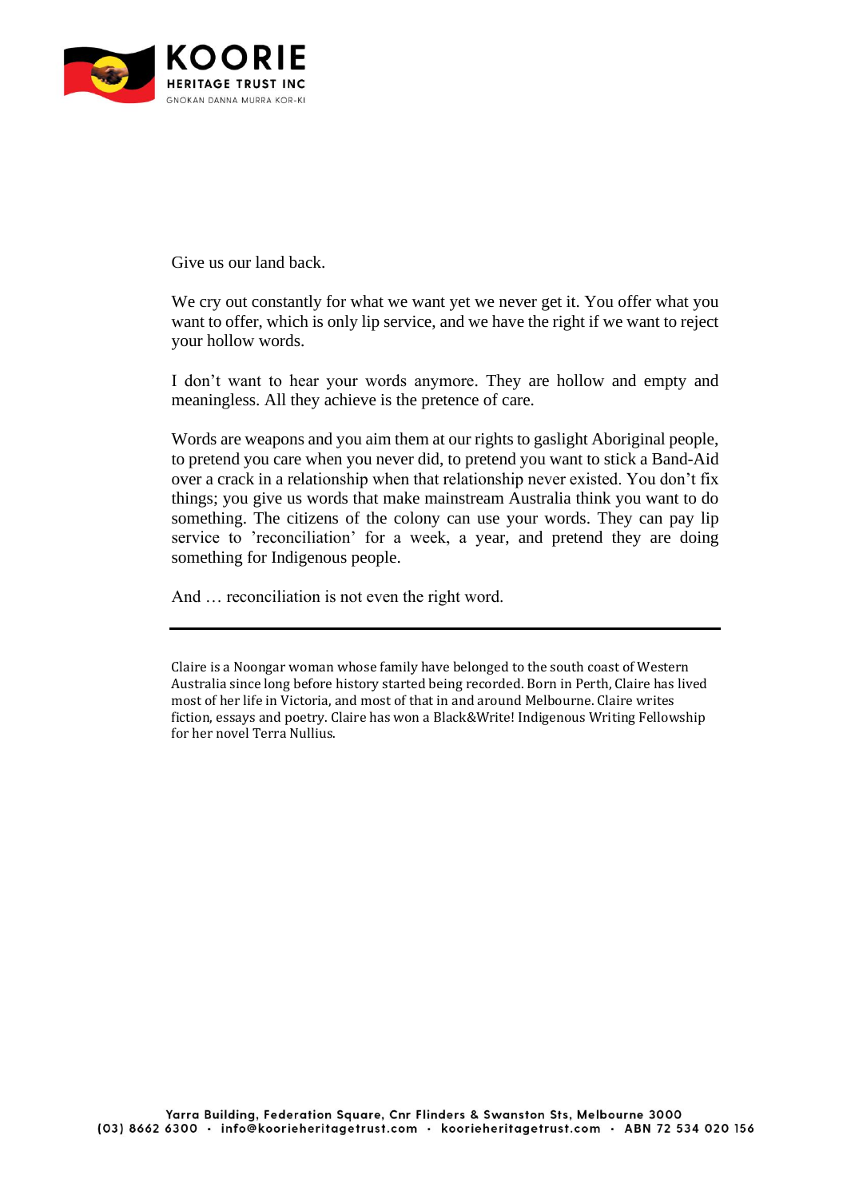Give us our land back.

We cry out constantly for what we want yet we never get it. You offer what you want to offer, which is only lip service, and we have the right if we want to reject your hollow words.

I don't want to hear your words anymore. They are hollow and empty and meaningless. All they achieve is the pretence of care.

Words are weapons and you aim them at our rights to gaslight Aboriginal people, to pretend you care when you never did, to pretend you want to stick a Band-Aid over a crack in a relationship when that relationship never existed. You don't fix things; you give us words that make mainstream Australia think you want to do something. The citizens of the colony can use your words. They can pay lip service to 'reconciliation' for a week, a year, and pretend they are doing something for Indigenous people.

And … reconciliation is not even the right word.

---

Claire is a Noongar woman whose family have belonged to the south coast of Western Australia since long before history started being recorded. Born in Perth, Claire has lived most of her life in Victoria, and most of that in and around Melbourne. Claire writes fiction, essays and poetry. Claire has won a Black&Write! Indigenous Writing Fellowship for her novel Terra Nullius.